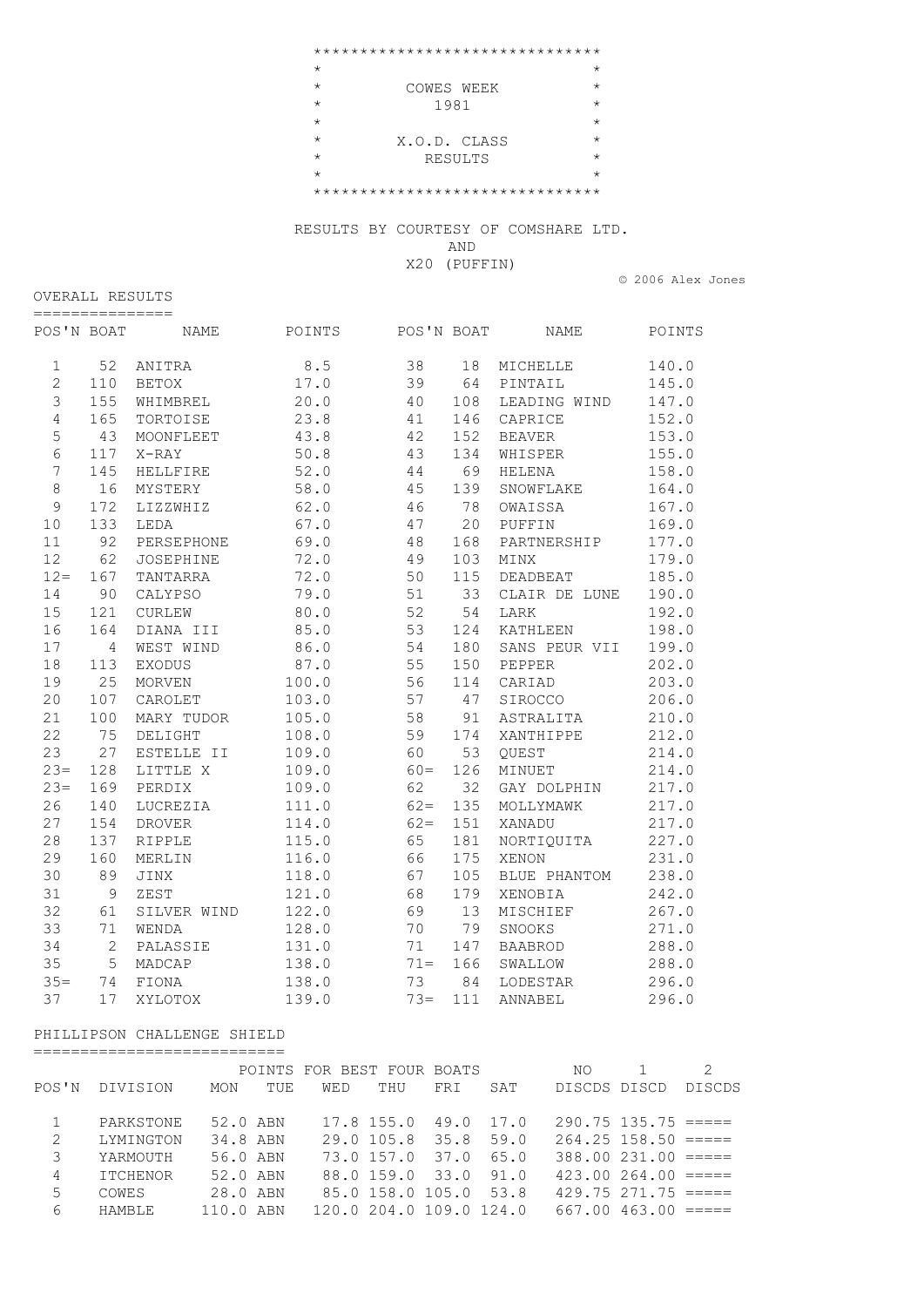# COWES WEEK
# 1981

## X.O.D. CLASS RESULTS

RESULTS BY COURTESY OF COMSHARE LTD.
AND
X20 (PUFFIN)

© 2006 Alex Jones

## OVERALL RESULTS

| POS'N | BOAT | NAME | POINTS | POS'N | BOAT | NAME | POINTS |
|---|---|---|---|---|---|---|---|
| 1 | 52 | ANITRA | 8.5 | 38 | 18 | MICHELLE | 140.0 |
| 2 | 110 | BETOX | 17.0 | 39 | 64 | PINTAIL | 145.0 |
| 3 | 155 | WHIMBREL | 20.0 | 40 | 108 | LEADING WIND | 147.0 |
| 4 | 165 | TORTOISE | 23.8 | 41 | 146 | CAPRICE | 152.0 |
| 5 | 43 | MOONFLEET | 43.8 | 42 | 152 | BEAVER | 153.0 |
| 6 | 117 | X-RAY | 50.8 | 43 | 134 | WHISPER | 155.0 |
| 7 | 145 | HELLFIRE | 52.0 | 44 | 69 | HELENA | 158.0 |
| 8 | 16 | MYSTERY | 58.0 | 45 | 139 | SNOWFLAKE | 164.0 |
| 9 | 172 | LIZZWHIZ | 62.0 | 46 | 78 | OWAISSA | 167.0 |
| 10 | 133 | LEDA | 67.0 | 47 | 20 | PUFFIN | 169.0 |
| 11 | 92 | PERSEPHONE | 69.0 | 48 | 168 | PARTNERSHIP | 177.0 |
| 12 | 62 | JOSEPHINE | 72.0 | 49 | 103 | MINX | 179.0 |
| 12= | 167 | TANTARRA | 72.0 | 50 | 115 | DEADBEAT | 185.0 |
| 14 | 90 | CALYPSO | 79.0 | 51 | 33 | CLAIR DE LUNE | 190.0 |
| 15 | 121 | CURLEW | 80.0 | 52 | 54 | LARK | 192.0 |
| 16 | 164 | DIANA III | 85.0 | 53 | 124 | KATHLEEN | 198.0 |
| 17 | 4 | WEST WIND | 86.0 | 54 | 180 | SANS PEUR VII | 199.0 |
| 18 | 113 | EXODUS | 87.0 | 55 | 150 | PEPPER | 202.0 |
| 19 | 25 | MORVEN | 100.0 | 56 | 114 | CARIAD | 203.0 |
| 20 | 107 | CAROLET | 103.0 | 57 | 47 | SIROCCO | 206.0 |
| 21 | 100 | MARY TUDOR | 105.0 | 58 | 91 | ASTRALITA | 210.0 |
| 22 | 75 | DELIGHT | 108.0 | 59 | 174 | XANTHIPPE | 212.0 |
| 23 | 27 | ESTELLE II | 109.0 | 60 | 53 | QUEST | 214.0 |
| 23= | 128 | LITTLE X | 109.0 | 60= | 126 | MINUET | 214.0 |
| 23= | 169 | PERDIX | 109.0 | 62 | 32 | GAY DOLPHIN | 217.0 |
| 26 | 140 | LUCREZIA | 111.0 | 62= | 135 | MOLLYMAWK | 217.0 |
| 27 | 154 | DROVER | 114.0 | 62= | 151 | XANADU | 217.0 |
| 28 | 137 | RIPPLE | 115.0 | 65 | 181 | NORTIQUITA | 227.0 |
| 29 | 160 | MERLIN | 116.0 | 66 | 175 | XENON | 231.0 |
| 30 | 89 | JINX | 118.0 | 67 | 105 | BLUE PHANTOM | 238.0 |
| 31 | 9 | ZEST | 121.0 | 68 | 179 | XENOBIA | 242.0 |
| 32 | 61 | SILVER WIND | 122.0 | 69 | 13 | MISCHIEF | 267.0 |
| 33 | 71 | WENDA | 128.0 | 70 | 79 | SNOOKS | 271.0 |
| 34 | 2 | PALASSIE | 131.0 | 71 | 147 | BAABROD | 288.0 |
| 35 | 5 | MADCAP | 138.0 | 71= | 166 | SWALLOW | 288.0 |
| 35= | 74 | FIONA | 138.0 | 73 | 84 | LODESTAR | 296.0 |
| 37 | 17 | XYLOTOX | 139.0 | 73= | 111 | ANNABEL | 296.0 |

## PHILLIPSON CHALLENGE SHIELD

| | | POINTS FOR BEST FOUR BOATS | | | | | | NO | 1 | 2 |
|---|---|---|---|---|---|---|---|---|---|---|
| POS'N | DIVISION | MON | TUE | WED | THU | FRI | SAT | DISCDS | DISCD | DISCDS |
| 1 | PARKSTONE | 52.0 | ABN | 17.8 | 155.0 | 49.0 | 17.0 | 290.75 | 135.75 | ===== |
| 2 | LYMINGTON | 34.8 | ABN | 29.0 | 105.8 | 35.8 | 59.0 | 264.25 | 158.50 | ===== |
| 3 | YARMOUTH | 56.0 | ABN | 73.0 | 157.0 | 37.0 | 65.0 | 388.00 | 231.00 | ===== |
| 4 | ITCHENOR | 52.0 | ABN | 88.0 | 159.0 | 33.0 | 91.0 | 423.00 | 264.00 | ===== |
| 5 | COWES | 28.0 | ABN | 85.0 | 158.0 | 105.0 | 53.8 | 429.75 | 271.75 | ===== |
| 6 | HAMBLE | 110.0 | ABN | 120.0 | 204.0 | 109.0 | 124.0 | 667.00 | 463.00 | ===== |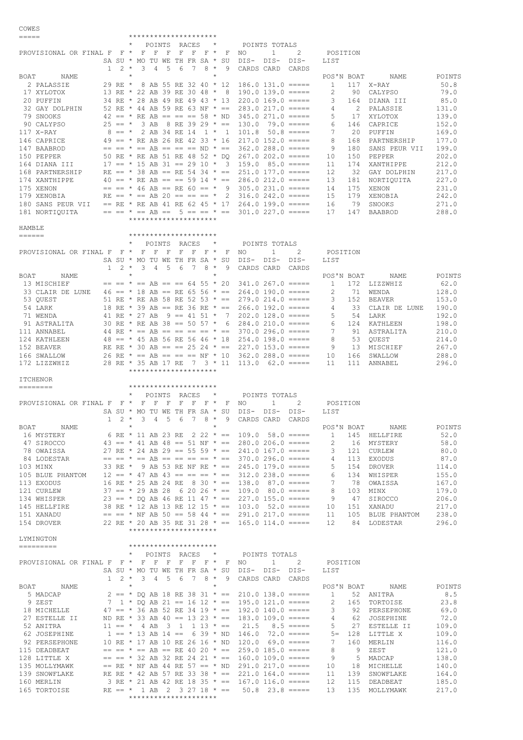## COWES

| Boat | Name | 1 SA | 2 SU | 3 MO | 4 TU | 5 WE | 6 TH | 7 FR | 8 SA | 9 SU | No Dis-cards | 1 Dis-card | 2 Dis-cards |
|---|---|---|---|---|---|---|---|---|---|---|---|---|---|
| | PROVISIONAL OR FINAL | F | F | F | F | F | F | F | F | F | | | |
| 2 | PALASSIE | 29 | RE | 8 | AB | 55 | RE | 32 | 40 | 12 | 186.0 | 131.0 | ===== |
| 17 | XYLOTOX | 13 | RE | 22 | AB | 39 | RE | 30 | 48 | 8 | 190.0 | 139.0 | ===== |
| 20 | PUFFIN | 34 | RE | 28 | AB | 49 | RE | 49 | 43 | 13 | 220.0 | 169.0 | ===== |
| 32 | GAY DOLPHIN | 52 | RE | 44 | AB | 59 | RE | 63 | NF | == | 283.0 | 217.0 | ===== |
| 79 | SNOOKS | 42 | == | RE | AB | == | == | == | 58 | ND | 345.0 | 271.0 | ===== |
| 90 | CALYPSO | 25 | == | 3 | AB | 8 | RE | 39 | 29 | == | 130.0 | 79.0 | ===== |
| 117 | X-RAY | 8 | == | 2 | AB | 34 | RE | 14 | 1 | 1 | 101.8 | 50.8 | ===== |
| 146 | CAPRICE | 49 | == | RE | AB | 26 | RE | 42 | 33 | 16 | 217.0 | 152.0 | ===== |
| 147 | BAABROD | == | == | == | AB | == | == | == | ND | == | 362.0 | 288.0 | ===== |
| 150 | PEPPER | 50 | RE | RE | AB | 51 | RE | 48 | 52 | DQ | 267.0 | 202.0 | ===== |
| 164 | DIANA III | 17 | == | 15 | AB | 31 | == | 29 | 10 | 3 | 159.0 | 85.0 | ===== |
| 168 | PARTNERSHIP | RE | == | 38 | AB | == | RE | 54 | 34 | == | 251.0 | 177.0 | ===== |
| 174 | XANTHIPPE | 40 | == | RE | AB | == | == | 59 | 14 | == | 286.0 | 212.0 | ===== |
| 175 | XENON | == | == | 46 | AB | == | RE | 60 | == | 9 | 305.0 | 231.0 | ===== |
| 179 | XENOBIA | RE | == | == | AB | 20 | == | == | == | 2 | 316.0 | 242.0 | ===== |
| 180 | SANS PEUR VII | == | RE | RE | AB | 41 | RE | 62 | 45 | 17 | 264.0 | 199.0 | ===== |
| 181 | NORTIQUITA | == | == | == | AB | == | 5 | == | == | == | 301.0 | 227.0 | ===== |

| Pos'n | Boat | Name | Points |
|---|---|---|---|
| 1 | 117 | X-RAY | 50.8 |
| 2 | 90 | CALYPSO | 79.0 |
| 3 | 164 | DIANA III | 85.0 |
| 4 | 2 | PALASSIE | 131.0 |
| 5 | 17 | XYLOTOX | 139.0 |
| 6 | 146 | CAPRICE | 152.0 |
| 7 | 20 | PUFFIN | 169.0 |
| 8 | 168 | PARTNERSHIP | 177.0 |
| 9 | 180 | SANS PEUR VII | 199.0 |
| 10 | 150 | PEPPER | 202.0 |
| 11 | 174 | XANTHIPPE | 212.0 |
| 12 | 32 | GAY DOLPHIN | 217.0 |
| 13 | 181 | NORTIQUITA | 227.0 |
| 14 | 175 | XENON | 231.0 |
| 15 | 179 | XENOBIA | 242.0 |
| 16 | 79 | SNOOKS | 271.0 |
| 17 | 147 | BAABROD | 288.0 |

## HAMBLE

| Boat | Name | 1 SA | 2 SU | 3 MO | 4 TU | 5 WE | 6 TH | 7 FR | 8 SA | 9 SU | No Dis-cards | 1 Dis-card | 2 Dis-cards |
|---|---|---|---|---|---|---|---|---|---|---|---|---|---|
| | PROVISIONAL OR FINAL | F | F | F | F | F | F | F | F | F | | | |
| 13 | MISCHIEF | == | == | == | AB | == | == | 64 | 55 | 20 | 341.0 | 267.0 | ===== |
| 33 | CLAIR DE LUNE | 46 | == | 18 | AB | == | RE | 65 | 56 | == | 264.0 | 190.0 | ===== |
| 53 | QUEST | 51 | RE | RE | AB | 58 | RE | 52 | 53 | == | 279.0 | 214.0 | ===== |
| 54 | LARK | 18 | RE | 39 | AB | == | RE | 36 | RE | == | 266.0 | 192.0 | ===== |
| 71 | WENDA | 41 | RE | 27 | AB | 9 | == | 41 | 51 | 7 | 202.0 | 128.0 | ===== |
| 91 | ASTRALITA | 30 | RE | RE | AB | 38 | == | 50 | 57 | 6 | 284.0 | 210.0 | ===== |
| 111 | ANNABEL | 44 | RE | == | AB | == | == | == | == | == | 370.0 | 296.0 | ===== |
| 124 | KATHLEEN | 48 | == | 45 | AB | 56 | RE | 56 | 46 | 18 | 254.0 | 198.0 | ===== |
| 152 | BEAVER | RE | RE | 30 | AB | == | == | 25 | 24 | == | 227.0 | 153.0 | ===== |
| 166 | SWALLOW | 26 | RE | == | AB | == | == | == | NF | 10 | 362.0 | 288.0 | ===== |
| 172 | LIZZWHIZ | 28 | RE | 35 | AB | 17 | RE | 7 | 3 | 11 | 113.0 | 62.0 | ===== |

| Pos'n | Boat | Name | Points |
|---|---|---|---|
| 1 | 172 | LIZZWHIZ | 62.0 |
| 2 | 71 | WENDA | 128.0 |
| 3 | 152 | BEAVER | 153.0 |
| 4 | 33 | CLAIR DE LUNE | 190.0 |
| 5 | 54 | LARK | 192.0 |
| 6 | 124 | KATHLEEN | 198.0 |
| 7 | 91 | ASTRALITA | 210.0 |
| 8 | 53 | QUEST | 214.0 |
| 9 | 13 | MISCHIEF | 267.0 |
| 10 | 166 | SWALLOW | 288.0 |
| 11 | 111 | ANNABEL | 296.0 |

## ITCHENOR

| Boat | Name | 1 SA | 2 SU | 3 MO | 4 TU | 5 WE | 6 TH | 7 FR | 8 SA | 9 SU | No Dis-cards | 1 Dis-card | 2 Dis-cards |
|---|---|---|---|---|---|---|---|---|---|---|---|---|---|
| | PROVISIONAL OR FINAL | F | F | F | F | F | F | F | F | F | | | |
| 16 | MYSTERY | 6 | RE | 11 | AB | 23 | RE | 2 | 22 | == | 109.0 | 58.0 | ===== |
| 47 | SIROCCO | 43 | == | 41 | AB | 48 | == | 51 | NF | == | 280.0 | 206.0 | ===== |
| 78 | OWAISSA | 27 | RE | 24 | AB | 29 | == | 55 | 59 | == | 241.0 | 167.0 | ===== |
| 84 | LODESTAR | == | == | == | AB | == | == | == | == | == | 370.0 | 296.0 | ===== |
| 103 | MINX | 33 | RE | 9 | AB | 53 | RE | NF | RE | == | 245.0 | 179.0 | ===== |
| 105 | BLUE PHANTOM | 12 | == | 47 | AB | 43 | == | == | == | == | 312.0 | 238.0 | ===== |
| 113 | EXODUS | 16 | RE | 25 | AB | 24 | RE | 8 | 30 | == | 138.0 | 87.0 | ===== |
| 121 | CURLEW | 37 | == | 29 | AB | 28 | 6 | 20 | 26 | == | 109.0 | 80.0 | ===== |
| 134 | WHISPER | 23 | == | DQ | AB | 46 | RE | 11 | 47 | == | 227.0 | 155.0 | ===== |
| 145 | HELLFIRE | 38 | RE | 12 | AB | 13 | RE | 12 | 15 | == | 103.0 | 52.0 | ===== |
| 151 | XANADU | == | == | NF | AB | 50 | == | 58 | 44 | == | 291.0 | 217.0 | ===== |
| 154 | DROVER | 22 | RE | 20 | AB | 35 | RE | 31 | 28 | == | 165.0 | 114.0 | ===== |

| Pos'n | Boat | Name | Points |
|---|---|---|---|
| 1 | 145 | HELLFIRE | 52.0 |
| 2 | 16 | MYSTERY | 58.0 |
| 3 | 121 | CURLEW | 80.0 |
| 4 | 113 | EXODUS | 87.0 |
| 5 | 154 | DROVER | 114.0 |
| 6 | 134 | WHISPER | 155.0 |
| 7 | 78 | OWAISSA | 167.0 |
| 8 | 103 | MINX | 179.0 |
| 9 | 47 | SIROCCO | 206.0 |
| 10 | 151 | XANADU | 217.0 |
| 11 | 105 | BLUE PHANTOM | 238.0 |
| 12 | 84 | LODESTAR | 296.0 |

## LYMINGTON

| Boat | Name | 1 SA | 2 SU | 3 MO | 4 TU | 5 WE | 6 TH | 7 FR | 8 SA | 9 SU | No Dis-cards | 1 Dis-card | 2 Dis-cards |
|---|---|---|---|---|---|---|---|---|---|---|---|---|---|
| | PROVISIONAL OR FINAL | F | F | F | F | F | F | F | F | F | | | |
| 5 | MADCAP | 2 | == | DQ | AB | 18 | RE | 38 | 31 | == | 210.0 | 138.0 | ===== |
| 9 | ZEST | 7 | 1 | DQ | AB | 21 | == | 16 | 12 | == | 195.0 | 121.0 | ===== |
| 18 | MICHELLE | 47 | == | 36 | AB | 52 | RE | 34 | 19 | == | 192.0 | 140.0 | ===== |
| 27 | ESTELLE II | ND | RE | 33 | AB | 40 | == | 13 | 23 | == | 183.0 | 109.0 | ===== |
| 52 | ANITRA | 11 | == | 4 | AB | 3 | 1 | 1 | 13 | == | 21.5 | 8.5 | ===== |
| 62 | JOSEPHINE | 1 | == | 13 | AB | 14 | == | 6 | 39 | ND | 146.0 | 72.0 | ===== |
| 92 | PERSEPHONE | 10 | RE | 17 | AB | 10 | RE | 26 | 16 | ND | 120.0 | 69.0 | ===== |
| 115 | DEADBEAT | == | == | == | AB | == | RE | 40 | 20 | == | 259.0 | 185.0 | ===== |
| 128 | LITTLE X | == | == | 32 | AB | 32 | RE | 24 | 21 | == | 160.0 | 109.0 | ===== |
| 135 | MOLLYMAWK | == | RE | NF | AB | 44 | RE | 57 | == | ND | 291.0 | 217.0 | ===== |
| 139 | SNOWFLAKE | RE | RE | 42 | AB | 57 | RE | 33 | 38 | == | 221.0 | 164.0 | ===== |
| 160 | MERLIN | 3 | RE | 21 | AB | 42 | RE | 18 | 35 | == | 167.0 | 116.0 | ===== |
| 165 | TORTOISE | RE | == | 1 | AB | 2 | 3 | 27 | 18 | == | 50.8 | 23.8 | ===== |

| Pos'n | Boat | Name | Points |
|---|---|---|---|
| 1 | 52 | ANITRA | 8.5 |
| 2 | 165 | TORTOISE | 23.8 |
| 3 | 92 | PERSEPHONE | 69.0 |
| 4 | 62 | JOSEPHINE | 72.0 |
| 5 | 27 | ESTELLE II | 109.0 |
| 5= | 128 | LITTLE X | 109.0 |
| 7 | 160 | MERLIN | 116.0 |
| 8 | 9 | ZEST | 121.0 |
| 9 | 5 | MADCAP | 138.0 |
| 10 | 18 | MICHELLE | 140.0 |
| 11 | 139 | SNOWFLAKE | 164.0 |
| 12 | 115 | DEADBEAT | 185.0 |
| 13 | 135 | MOLLYMAWK | 217.0 |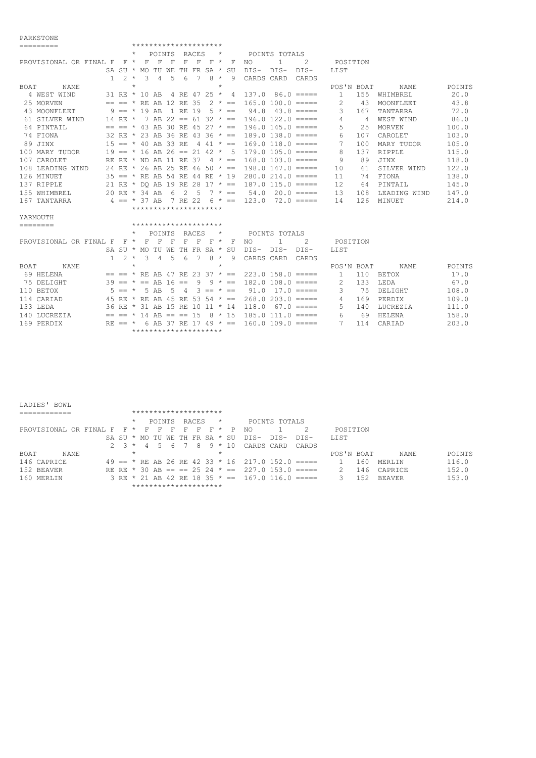## PARKSTONE

| PROVISIONAL OR FINAL | F SA 1 | F SU 2 | * | F MO 3 | F TU 4 | F WE 5 | F TH 6 | F FR 7 | F SA 8 | * | F SU 9 | NO DIS- CARDS | 1 DIS- CARD | 2 DIS- CARDS |
|---|---|---|---|---|---|---|---|---|---|---|---|---|---|---|
| **BOAT NAME** | | | | | | | | | | | | | | |
| 4 WEST WIND | 31 | RE | * | 10 | AB | 4 | RE | 47 | 25 | * | 4 | 137.0 | 86.0 | ===== |
| 25 MORVEN | == | == | * | RE | AB | 12 | RE | 35 | 2 | * | == | 165.0 | 100.0 | ===== |
| 43 MOONFLEET | 9 | == | * | 19 | AB | 1 | RE | 19 | 5 | * | == | 94.8 | 43.8 | ===== |
| 61 SILVER WIND | 14 | RE | * | 7 | AB | 22 | == | 61 | 32 | * | == | 196.0 | 122.0 | ===== |
| 64 PINTAIL | == | == | * | 43 | AB | 30 | RE | 45 | 27 | * | == | 196.0 | 145.0 | ===== |
| 74 FIONA | 32 | RE | * | 23 | AB | 36 | RE | 43 | 36 | * | == | 189.0 | 138.0 | ===== |
| 89 JINX | 15 | == | * | 40 | AB | 33 | RE | 4 | 41 | * | == | 169.0 | 118.0 | ===== |
| 100 MARY TUDOR | 19 | == | * | 16 | AB | 26 | == | 21 | 42 | * | 5 | 179.0 | 105.0 | ===== |
| 107 CAROLET | RE | RE | * | ND | AB | 11 | RE | 37 | 4 | * | == | 168.0 | 103.0 | ===== |
| 108 LEADING WIND | 24 | RE | * | 26 | AB | 25 | RE | 46 | 50 | * | == | 198.0 | 147.0 | ===== |
| 126 MINUET | 35 | == | * | RE | AB | 54 | RE | 44 | RE | * | 19 | 280.0 | 214.0 | ===== |
| 137 RIPPLE | 21 | RE | * | DQ | AB | 19 | RE | 28 | 17 | * | == | 187.0 | 115.0 | ===== |
| 155 WHIMBREL | 20 | RE | * | 34 | AB | 6 | 2 | 5 | 7 | * | == | 54.0 | 20.0 | ===== |
| 167 TANTARRA | 4 | == | * | 37 | AB | 7 | RE | 22 | 6 | * | == | 123.0 | 72.0 | ===== |

| POS'N | BOAT | NAME | POINTS |
|---|---|---|---|
| 1 | 155 | WHIMBREL | 20.0 |
| 2 | 43 | MOONFLEET | 43.8 |
| 3 | 167 | TANTARRA | 72.0 |
| 4 | 4 | WEST WIND | 86.0 |
| 5 | 25 | MORVEN | 100.0 |
| 6 | 107 | CAROLET | 103.0 |
| 7 | 100 | MARY TUDOR | 105.0 |
| 8 | 137 | RIPPLE | 115.0 |
| 9 | 89 | JINX | 118.0 |
| 10 | 61 | SILVER WIND | 122.0 |
| 11 | 74 | FIONA | 138.0 |
| 12 | 64 | PINTAIL | 145.0 |
| 13 | 108 | LEADING WIND | 147.0 |
| 14 | 126 | MINUET | 214.0 |

## YARMOUTH

| PROVISIONAL OR FINAL | F SA 1 | F SU 2 | * | F MO 3 | F TU 4 | F WE 5 | F TH 6 | F FR 7 | F SA 8 | * | F SU 9 | NO DIS- CARDS | 1 DIS- CARD | 2 DIS- CARDS |
|---|---|---|---|---|---|---|---|---|---|---|---|---|---|---|
| **BOAT NAME** | | | | | | | | | | | | | | |
| 69 HELENA | == | == | * | RE | AB | 47 | RE | 23 | 37 | * | == | 223.0 | 158.0 | ===== |
| 75 DELIGHT | 39 | == | * | == | AB | 16 | == | 9 | 9 | * | == | 182.0 | 108.0 | ===== |
| 110 BETOX | 5 | == | * | 5 | AB | 5 | 4 | 3 | == | * | == | 91.0 | 17.0 | ===== |
| 114 CARIAD | 45 | RE | * | RE | AB | 45 | RE | 53 | 54 | * | == | 268.0 | 203.0 | ===== |
| 133 LEDA | 36 | RE | * | 31 | AB | 15 | RE | 10 | 11 | * | 14 | 118.0 | 67.0 | ===== |
| 140 LUCREZIA | == | == | * | 14 | AB | == | == | 15 | 8 | * | 15 | 185.0 | 111.0 | ===== |
| 169 PERDIX | RE | == | * | 6 | AB | 37 | RE | 17 | 49 | * | == | 160.0 | 109.0 | ===== |

| POS'N | BOAT | NAME | POINTS |
|---|---|---|---|
| 1 | 110 | BETOX | 17.0 |
| 2 | 133 | LEDA | 67.0 |
| 3 | 75 | DELIGHT | 108.0 |
| 4 | 169 | PERDIX | 109.0 |
| 5 | 140 | LUCREZIA | 111.0 |
| 6 | 69 | HELENA | 158.0 |
| 7 | 114 | CARIAD | 203.0 |

## LADIES' BOWL

| PROVISIONAL OR FINAL | F SA 2 | F SU 3 | * | F MO 4 | F TU 5 | F WE 6 | F TH 7 | F FR 8 | F SA 9 | * | P SU 10 | NO DIS- CARDS | 1 DIS- CARD | 2 DIS- CARDS |
|---|---|---|---|---|---|---|---|---|---|---|---|---|---|---|
| **BOAT NAME** | | | | | | | | | | | | | | |
| 146 CAPRICE | 49 | == | * | RE | AB | 26 | RE | 42 | 33 | * | 16 | 217.0 | 152.0 | ===== |
| 152 BEAVER | RE | RE | * | 30 | AB | == | == | 25 | 24 | * | == | 227.0 | 153.0 | ===== |
| 160 MERLIN | 3 | RE | * | 21 | AB | 42 | RE | 18 | 35 | * | == | 167.0 | 116.0 | ===== |

| POS'N | BOAT | NAME | POINTS |
|---|---|---|---|
| 1 | 160 | MERLIN | 116.0 |
| 2 | 146 | CAPRICE | 152.0 |
| 3 | 152 | BEAVER | 153.0 |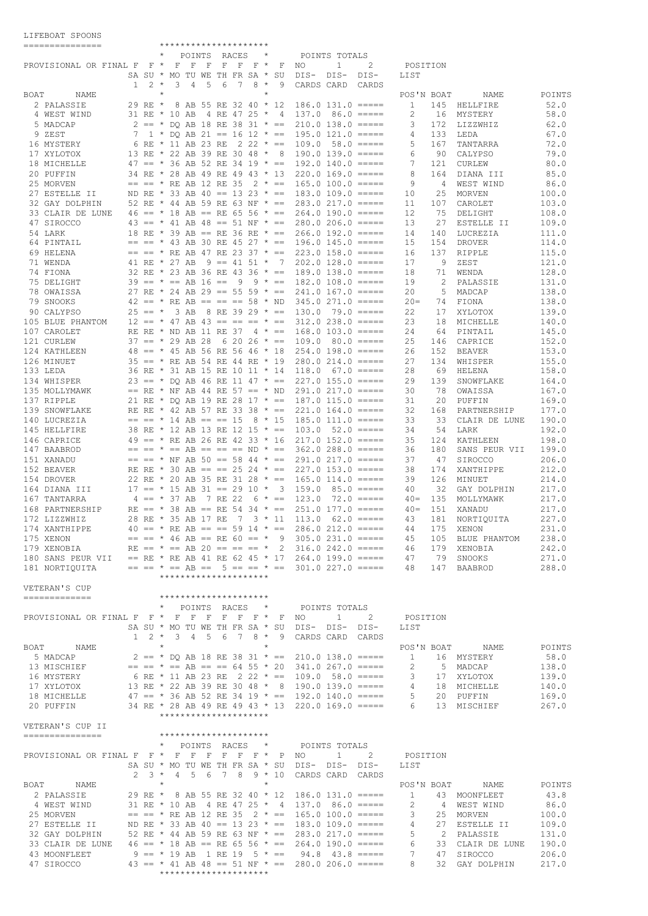## LIFEBOAT SPOONS

PROVISIONAL OR FINAL — POINTS RACES — POINTS TOTALS

| BOAT | NAME | F SA 1 | F SU 2 | F MO 3 | F TU 4 | F WE 5 | F TH 6 | F FR 7 | F SA 8 | F SU 9 | NO DIS-CARDS | 1 DIS-CARD | 2 DIS-CARDS |
|---|---|---|---|---|---|---|---|---|---|---|---|---|---|
| 2 | PALASSIE | 29 | RE | 8 | AB | 55 | RE | 32 | 40 | 12 | 186.0 | 131.0 | ===== |
| 4 | WEST WIND | 31 | RE | 10 | AB | 4 | RE | 47 | 25 | 4 | 137.0 | 86.0 | ===== |
| 5 | MADCAP | 2 | == | DQ | AB | 18 | RE | 38 | 31 | == | 210.0 | 138.0 | ===== |
| 9 | ZEST | 7 | 1 | DQ | AB | 21 | == | 16 | 12 | == | 195.0 | 121.0 | ===== |
| 16 | MYSTERY | 6 | RE | 11 | AB | 23 | RE | 2 | 22 | == | 109.0 | 58.0 | ===== |
| 17 | XYLOTOX | 13 | RE | 22 | AB | 39 | RE | 30 | 48 | 8 | 190.0 | 139.0 | ===== |
| 18 | MICHELLE | 47 | == | 36 | AB | 52 | RE | 34 | 19 | == | 192.0 | 140.0 | ===== |
| 20 | PUFFIN | 34 | RE | 28 | AB | 49 | RE | 49 | 43 | 13 | 220.0 | 169.0 | ===== |
| 25 | MORVEN | == | == | RE | AB | 12 | RE | 35 | 2 | == | 165.0 | 100.0 | ===== |
| 27 | ESTELLE II | ND | RE | 33 | AB | 40 | == | 13 | 23 | == | 183.0 | 109.0 | ===== |
| 32 | GAY DOLPHIN | 52 | RE | 44 | AB | 59 | RE | 63 | NF | == | 283.0 | 217.0 | ===== |
| 33 | CLAIR DE LUNE | 46 | == | 18 | AB | == | RE | 65 | 56 | == | 264.0 | 190.0 | ===== |
| 47 | SIROCCO | 43 | == | 41 | AB | 48 | == | 51 | NF | == | 280.0 | 206.0 | ===== |
| 54 | LARK | 18 | RE | 39 | AB | == | RE | 36 | RE | == | 266.0 | 192.0 | ===== |
| 64 | PINTAIL | == | == | 43 | AB | 30 | RE | 45 | 27 | == | 196.0 | 145.0 | ===== |
| 69 | HELENA | == | == | RE | AB | 47 | RE | 23 | 37 | == | 223.0 | 158.0 | ===== |
| 71 | WENDA | 41 | RE | 27 | AB | 9 | == | 41 | 51 | 7 | 202.0 | 128.0 | ===== |
| 74 | FIONA | 32 | RE | 23 | AB | 36 | RE | 43 | 36 | == | 189.0 | 138.0 | ===== |
| 75 | DELIGHT | 39 | == | == | AB | 16 | == | 9 | 9 | == | 182.0 | 108.0 | ===== |
| 78 | OWAISSA | 27 | RE | 24 | AB | 29 | == | 55 | 59 | == | 241.0 | 167.0 | ===== |
| 79 | SNOOKS | 42 | == | RE | AB | == | == | == | 58 | ND | 345.0 | 271.0 | ===== |
| 90 | CALYPSO | 25 | == | 3 | AB | 8 | RE | 39 | 29 | == | 130.0 | 79.0 | ===== |
| 105 | BLUE PHANTOM | 12 | == | 47 | AB | 43 | == | == | == | == | 312.0 | 238.0 | ===== |
| 107 | CAROLET | RE | RE | ND | AB | 11 | RE | 37 | 4 | == | 168.0 | 103.0 | ===== |
| 121 | CURLEW | 37 | == | 29 | AB | 28 | 6 | 20 | 26 | == | 109.0 | 80.0 | ===== |
| 124 | KATHLEEN | 48 | == | 45 | AB | 56 | RE | 56 | 46 | 18 | 254.0 | 198.0 | ===== |
| 126 | MINUET | 35 | == | RE | AB | 54 | RE | 44 | RE | 19 | 280.0 | 214.0 | ===== |
| 133 | LEDA | 36 | RE | 31 | AB | 15 | RE | 10 | 11 | 14 | 118.0 | 67.0 | ===== |
| 134 | WHISPER | 23 | == | DQ | AB | 46 | RE | 11 | 47 | == | 227.0 | 155.0 | ===== |
| 135 | MOLLYMAWK | == | RE | NF | AB | 44 | RE | 57 | == | ND | 291.0 | 217.0 | ===== |
| 137 | RIPPLE | 21 | RE | DQ | AB | 19 | RE | 28 | 17 | == | 187.0 | 115.0 | ===== |
| 139 | SNOWFLAKE | RE | RE | 42 | AB | 57 | RE | 33 | 38 | == | 221.0 | 164.0 | ===== |
| 140 | LUCREZIA | == | == | 14 | AB | == | == | 15 | 8 | 15 | 185.0 | 111.0 | ===== |
| 145 | HELLFIRE | 38 | RE | 12 | AB | 13 | RE | 12 | 15 | == | 103.0 | 52.0 | ===== |
| 146 | CAPRICE | 49 | == | RE | AB | 26 | RE | 42 | 33 | 16 | 217.0 | 152.0 | ===== |
| 147 | BAABROD | == | == | == | AB | == | == | == | ND | == | 362.0 | 288.0 | ===== |
| 151 | XANADU | == | == | NF | AB | 50 | == | 58 | 44 | == | 291.0 | 217.0 | ===== |
| 152 | BEAVER | RE | RE | 30 | AB | == | == | 25 | 24 | == | 227.0 | 153.0 | ===== |
| 154 | DROVER | 22 | RE | 20 | AB | 35 | RE | 31 | 28 | == | 165.0 | 114.0 | ===== |
| 164 | DIANA III | 17 | == | 15 | AB | 31 | == | 29 | 10 | 3 | 159.0 | 85.0 | ===== |
| 167 | TANTARRA | 4 | == | 37 | AB | 7 | RE | 22 | 6 | == | 123.0 | 72.0 | ===== |
| 168 | PARTNERSHIP | RE | == | 38 | AB | == | RE | 54 | 34 | == | 251.0 | 177.0 | ===== |
| 172 | LIZZWHIZ | 28 | RE | 35 | AB | 17 | RE | 7 | 3 | 11 | 113.0 | 62.0 | ===== |
| 174 | XANTHIPPE | 40 | == | RE | AB | == | == | 59 | 14 | == | 286.0 | 212.0 | ===== |
| 175 | XENON | == | == | 46 | AB | == | RE | 60 | == | 9 | 305.0 | 231.0 | ===== |
| 179 | XENOBIA | RE | == | == | AB | 20 | == | == | == | 2 | 316.0 | 242.0 | ===== |
| 180 | SANS PEUR VII | == | RE | RE | AB | 41 | RE | 62 | 45 | 17 | 264.0 | 199.0 | ===== |
| 181 | NORTIQUITA | == | == | == | AB | == | 5 | == | == | == | 301.0 | 227.0 | ===== |

POSITION LIST

| POS'N | BOAT | NAME | POINTS |
|---|---|---|---|
| 1 | 145 | HELLFIRE | 52.0 |
| 2 | 16 | MYSTERY | 58.0 |
| 3 | 172 | LIZZWHIZ | 62.0 |
| 4 | 133 | LEDA | 67.0 |
| 5 | 167 | TANTARRA | 72.0 |
| 6 | 90 | CALYPSO | 79.0 |
| 7 | 121 | CURLEW | 80.0 |
| 8 | 164 | DIANA III | 85.0 |
| 9 | 4 | WEST WIND | 86.0 |
| 10 | 25 | MORVEN | 100.0 |
| 11 | 107 | CAROLET | 103.0 |
| 12 | 75 | DELIGHT | 108.0 |
| 13 | 27 | ESTELLE II | 109.0 |
| 14 | 140 | LUCREZIA | 111.0 |
| 15 | 154 | DROVER | 114.0 |
| 16 | 137 | RIPPLE | 115.0 |
| 17 | 9 | ZEST | 121.0 |
| 18 | 71 | WENDA | 128.0 |
| 19 | 2 | PALASSIE | 131.0 |
| 20= | 5 | MADCAP | 138.0 |
| 20= | 74 | FIONA | 138.0 |
| 22 | 17 | XYLOTOX | 139.0 |
| 23 | 18 | MICHELLE | 140.0 |
| 24 | 64 | PINTAIL | 145.0 |
| 25 | 146 | CAPRICE | 152.0 |
| 26 | 152 | BEAVER | 153.0 |
| 27 | 134 | WHISPER | 155.0 |
| 28 | 69 | HELENA | 158.0 |
| 29 | 139 | SNOWFLAKE | 164.0 |
| 30 | 78 | OWAISSA | 167.0 |
| 31 | 20 | PUFFIN | 169.0 |
| 32 | 168 | PARTNERSHIP | 177.0 |
| 33 | 33 | CLAIR DE LUNE | 190.0 |
| 34 | 54 | LARK | 192.0 |
| 35 | 124 | KATHLEEN | 198.0 |
| 36 | 180 | SANS PEUR VII | 199.0 |
| 37 | 47 | SIROCCO | 206.0 |
| 38 | 174 | XANTHIPPE | 212.0 |
| 39 | 126 | MINUET | 214.0 |
| 40 | 32 | GAY DOLPHIN | 217.0 |
| 40= | 135 | MOLLYMAWK | 217.0 |
| 40= | 151 | XANADU | 217.0 |
| 43 | 181 | NORTIQUITA | 227.0 |
| 44 | 175 | XENON | 231.0 |
| 45 | 105 | BLUE PHANTOM | 238.0 |
| 46 | 179 | XENOBIA | 242.0 |
| 47 | 79 | SNOOKS | 271.0 |
| 48 | 147 | BAABROD | 288.0 |

## VETERAN'S CUP

PROVISIONAL OR FINAL — POINTS RACES — POINTS TOTALS

| BOAT | NAME | F SA 1 | F SU 2 | F MO 3 | F TU 4 | F WE 5 | F TH 6 | F FR 7 | F SA 8 | F SU 9 | NO DIS-CARDS | 1 DIS-CARD | 2 DIS-CARDS |
|---|---|---|---|---|---|---|---|---|---|---|---|---|---|
| 5 | MADCAP | 2 | == | DQ | AB | 18 | RE | 38 | 31 | == | 210.0 | 138.0 | ===== |
| 13 | MISCHIEF | == | == | == | AB | == | == | 64 | 55 | 20 | 341.0 | 267.0 | ===== |
| 16 | MYSTERY | 6 | RE | 11 | AB | 23 | RE | 2 | 22 | == | 109.0 | 58.0 | ===== |
| 17 | XYLOTOX | 13 | RE | 22 | AB | 39 | RE | 30 | 48 | 8 | 190.0 | 139.0 | ===== |
| 18 | MICHELLE | 47 | == | 36 | AB | 52 | RE | 34 | 19 | == | 192.0 | 140.0 | ===== |
| 20 | PUFFIN | 34 | RE | 28 | AB | 49 | RE | 49 | 43 | 13 | 220.0 | 169.0 | ===== |

POSITION LIST

| POS'N | BOAT | NAME | POINTS |
|---|---|---|---|
| 1 | 16 | MYSTERY | 58.0 |
| 2 | 5 | MADCAP | 138.0 |
| 3 | 17 | XYLOTOX | 139.0 |
| 4 | 18 | MICHELLE | 140.0 |
| 5 | 20 | PUFFIN | 169.0 |
| 6 | 13 | MISCHIEF | 267.0 |

## VETERAN'S CUP II

PROVISIONAL OR FINAL — POINTS RACES — POINTS TOTALS

| BOAT | NAME | F SA 2 | F SU 3 | F MO 4 | F TU 5 | F WE 6 | F TH 7 | F FR 8 | F SA 9 | P SU 10 | NO DIS-CARDS | 1 DIS-CARD | 2 DIS-CARDS |
|---|---|---|---|---|---|---|---|---|---|---|---|---|---|
| 2 | PALASSIE | 29 | RE | 8 | AB | 55 | RE | 32 | 40 | 12 | 186.0 | 131.0 | ===== |
| 4 | WEST WIND | 31 | RE | 10 | AB | 4 | RE | 47 | 25 | 4 | 137.0 | 86.0 | ===== |
| 25 | MORVEN | == | == | RE | AB | 12 | RE | 35 | 2 | == | 165.0 | 100.0 | ===== |
| 27 | ESTELLE II | ND | RE | 33 | AB | 40 | == | 13 | 23 | == | 183.0 | 109.0 | ===== |
| 32 | GAY DOLPHIN | 52 | RE | 44 | AB | 59 | RE | 63 | NF | == | 283.0 | 217.0 | ===== |
| 33 | CLAIR DE LUNE | 46 | == | 18 | AB | == | RE | 65 | 56 | == | 264.0 | 190.0 | ===== |
| 43 | MOONFLEET | 9 | == | 19 | AB | 1 | RE | 19 | 5 | == | 94.8 | 43.8 | ===== |
| 47 | SIROCCO | 43 | == | 41 | AB | 48 | == | 51 | NF | == | 280.0 | 206.0 | ===== |

POSITION LIST

| POS'N | BOAT | NAME | POINTS |
|---|---|---|---|
| 1 | 43 | MOONFLEET | 43.8 |
| 2 | 4 | WEST WIND | 86.0 |
| 3 | 25 | MORVEN | 100.0 |
| 4 | 27 | ESTELLE II | 109.0 |
| 5 | 2 | PALASSIE | 131.0 |
| 6 | 33 | CLAIR DE LUNE | 190.0 |
| 7 | 47 | SIROCCO | 206.0 |
| 8 | 32 | GAY DOLPHIN | 217.0 |